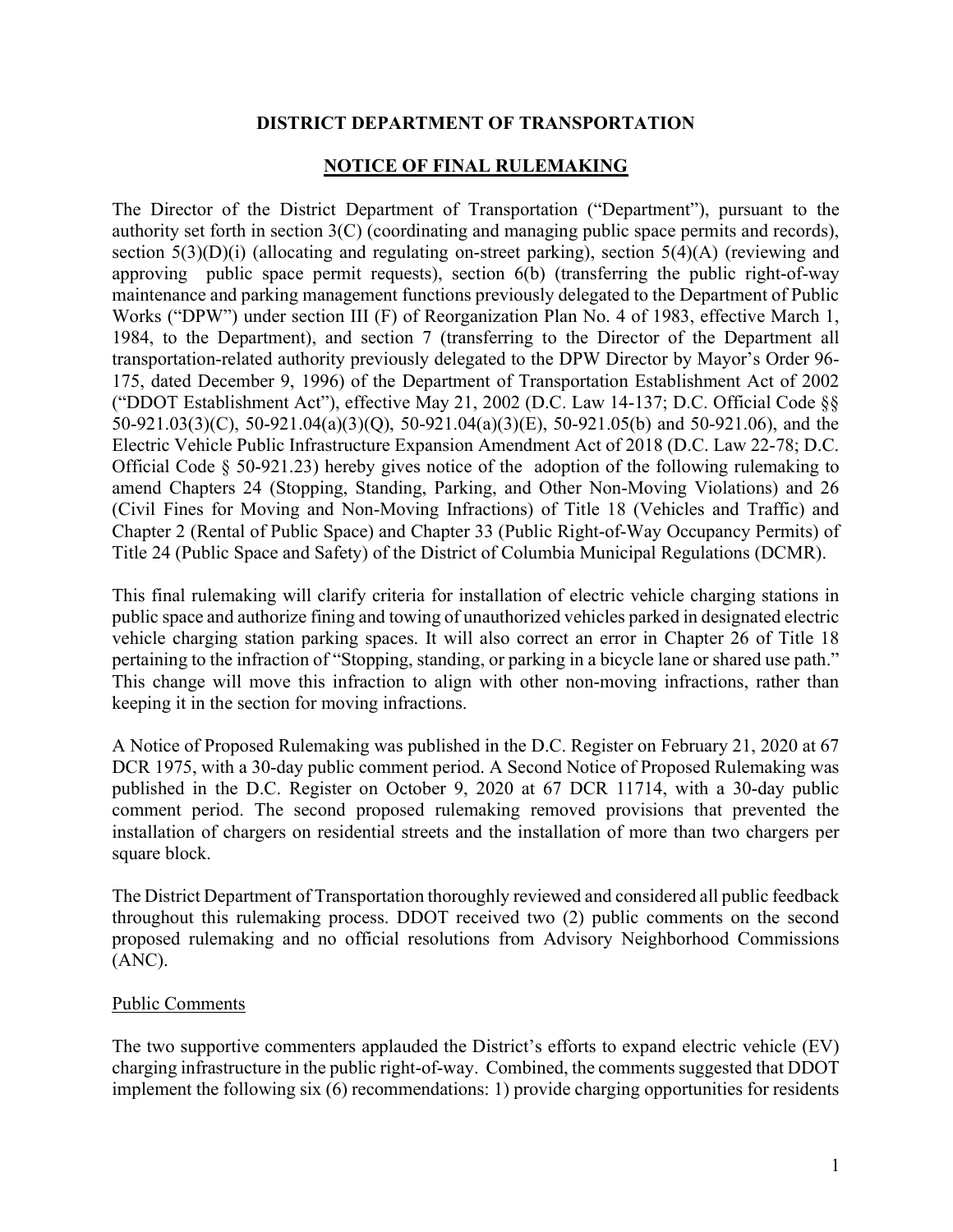**DISTRICT DEPARTMENT OF TRANSPORTATION**

**NOTICE OF FINAL RULEMAKING**

The Director of the District Department of Transportation ("Department"), pursuant to the authority set forth in section 3(C) (coordinating and managing public space permits and records), section 5(3)(D)(i) (allocating and regulating on-street parking), section 5(4)(A) (reviewing and approving public space permit requests), section 6(b) (transferring the public right-of-way maintenance and parking management functions previously delegated to the Department of Public Works ("DPW") under section III (F) of Reorganization Plan No. 4 of 1983, effective March 1, 1984, to the Department), and section 7 (transferring to the Director of the Department all transportation-related authority previously delegated to the DPW Director by Mayor's Order 96-175, dated December 9, 1996) of the Department of Transportation Establishment Act of 2002 ("DDOT Establishment Act"), effective May 21, 2002 (D.C. Law 14-137; D.C. Official Code §§ 50-921.03(3)(C), 50-921.04(a)(3)(Q), 50-921.04(a)(3)(E), 50-921.05(b) and 50-921.06), and the Electric Vehicle Public Infrastructure Expansion Amendment Act of 2018 (D.C. Law 22-78; D.C. Official Code § 50-921.23) hereby gives notice of the adoption of the following rulemaking to amend Chapters 24 (Stopping, Standing, Parking, and Other Non-Moving Violations) and 26 (Civil Fines for Moving and Non-Moving Infractions) of Title 18 (Vehicles and Traffic) and Chapter 2 (Rental of Public Space) and Chapter 33 (Public Right-of-Way Occupancy Permits) of Title 24 (Public Space and Safety) of the District of Columbia Municipal Regulations (DCMR).

This final rulemaking will clarify criteria for installation of electric vehicle charging stations in public space and authorize fining and towing of unauthorized vehicles parked in designated electric vehicle charging station parking spaces. It will also correct an error in Chapter 26 of Title 18 pertaining to the infraction of "Stopping, standing, or parking in a bicycle lane or shared use path." This change will move this infraction to align with other non-moving infractions, rather than keeping it in the section for moving infractions.

A Notice of Proposed Rulemaking was published in the D.C. Register on February 21, 2020 at 67 DCR 1975, with a 30-day public comment period. A Second Notice of Proposed Rulemaking was published in the D.C. Register on October 9, 2020 at 67 DCR 11714, with a 30-day public comment period. The second proposed rulemaking removed provisions that prevented the installation of chargers on residential streets and the installation of more than two chargers per square block.

The District Department of Transportation thoroughly reviewed and considered all public feedback throughout this rulemaking process. DDOT received two (2) public comments on the second proposed rulemaking and no official resolutions from Advisory Neighborhood Commissions (ANC).

Public Comments

The two supportive commenters applauded the District's efforts to expand electric vehicle (EV) charging infrastructure in the public right-of-way. Combined, the comments suggested that DDOT implement the following six (6) recommendations: 1) provide charging opportunities for residents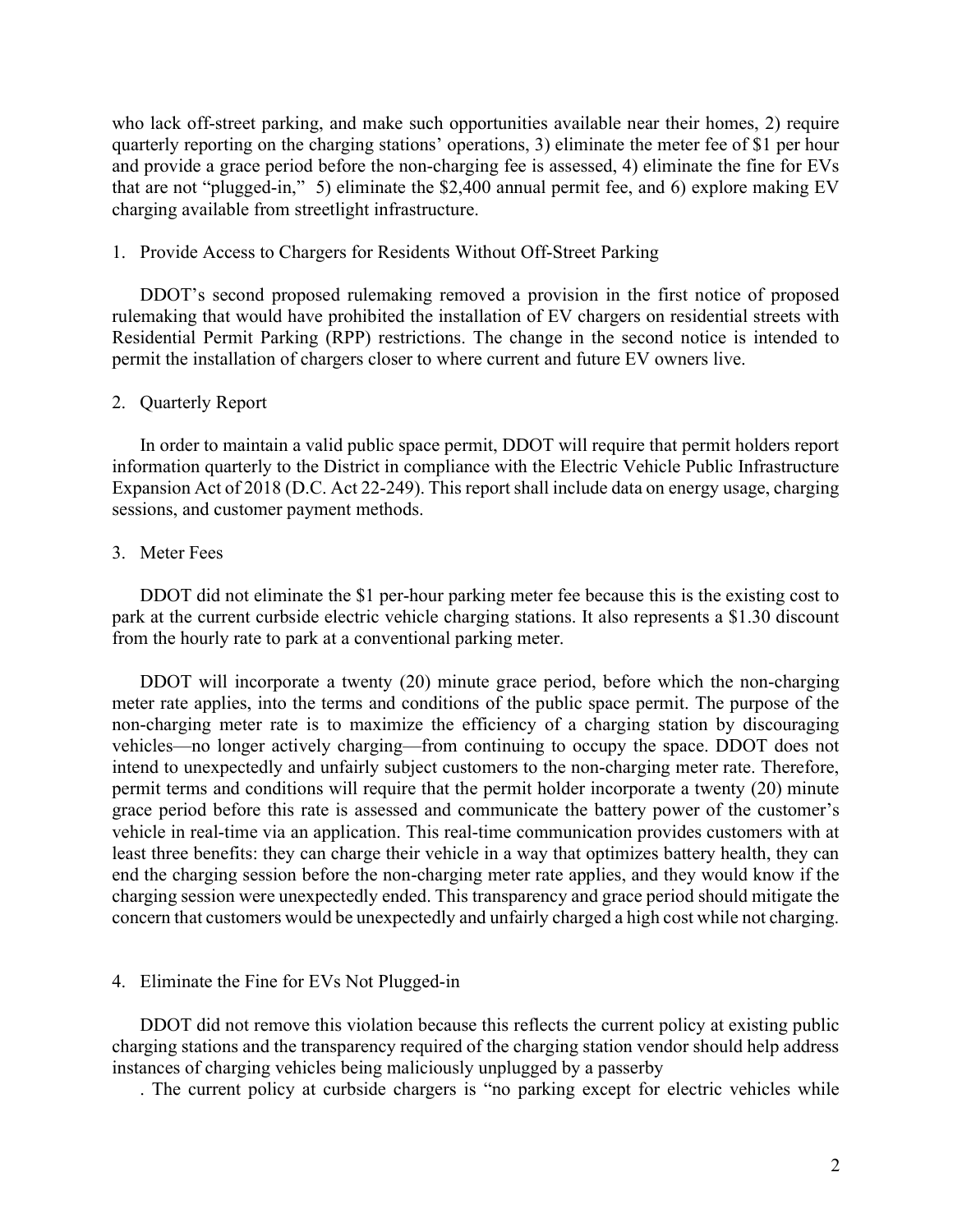who lack off-street parking, and make such opportunities available near their homes, 2) require quarterly reporting on the charging stations' operations, 3) eliminate the meter fee of $1 per hour and provide a grace period before the non-charging fee is assessed, 4) eliminate the fine for EVs that are not "plugged-in," 5) eliminate the $2,400 annual permit fee, and 6) explore making EV charging available from streetlight infrastructure.

1. Provide Access to Chargers for Residents Without Off-Street Parking

DDOT's second proposed rulemaking removed a provision in the first notice of proposed rulemaking that would have prohibited the installation of EV chargers on residential streets with Residential Permit Parking (RPP) restrictions. The change in the second notice is intended to permit the installation of chargers closer to where current and future EV owners live.

2. Quarterly Report

In order to maintain a valid public space permit, DDOT will require that permit holders report information quarterly to the District in compliance with the Electric Vehicle Public Infrastructure Expansion Act of 2018 (D.C. Act 22-249). This report shall include data on energy usage, charging sessions, and customer payment methods.

3. Meter Fees

DDOT did not eliminate the $1 per-hour parking meter fee because this is the existing cost to park at the current curbside electric vehicle charging stations. It also represents a $1.30 discount from the hourly rate to park at a conventional parking meter.

DDOT will incorporate a twenty (20) minute grace period, before which the non-charging meter rate applies, into the terms and conditions of the public space permit. The purpose of the non-charging meter rate is to maximize the efficiency of a charging station by discouraging vehicles—no longer actively charging—from continuing to occupy the space. DDOT does not intend to unexpectedly and unfairly subject customers to the non-charging meter rate. Therefore, permit terms and conditions will require that the permit holder incorporate a twenty (20) minute grace period before this rate is assessed and communicate the battery power of the customer's vehicle in real-time via an application. This real-time communication provides customers with at least three benefits: they can charge their vehicle in a way that optimizes battery health, they can end the charging session before the non-charging meter rate applies, and they would know if the charging session were unexpectedly ended. This transparency and grace period should mitigate the concern that customers would be unexpectedly and unfairly charged a high cost while not charging.

4. Eliminate the Fine for EVs Not Plugged-in

DDOT did not remove this violation because this reflects the current policy at existing public charging stations and the transparency required of the charging station vendor should help address instances of charging vehicles being maliciously unplugged by a passerby

. The current policy at curbside chargers is "no parking except for electric vehicles while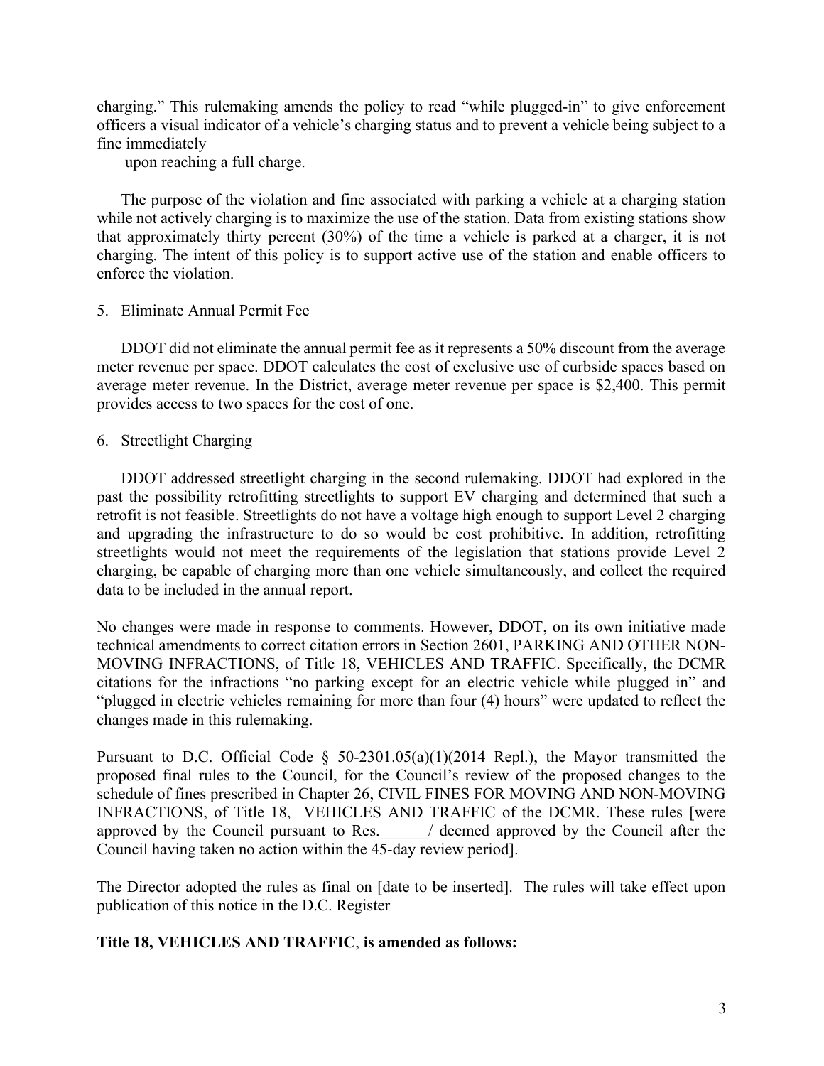charging." This rulemaking amends the policy to read "while plugged-in" to give enforcement officers a visual indicator of a vehicle's charging status and to prevent a vehicle being subject to a fine immediately upon reaching a full charge.

The purpose of the violation and fine associated with parking a vehicle at a charging station while not actively charging is to maximize the use of the station. Data from existing stations show that approximately thirty percent (30%) of the time a vehicle is parked at a charger, it is not charging. The intent of this policy is to support active use of the station and enable officers to enforce the violation.

5. Eliminate Annual Permit Fee

DDOT did not eliminate the annual permit fee as it represents a 50% discount from the average meter revenue per space. DDOT calculates the cost of exclusive use of curbside spaces based on average meter revenue. In the District, average meter revenue per space is $2,400. This permit provides access to two spaces for the cost of one.

6. Streetlight Charging

DDOT addressed streetlight charging in the second rulemaking. DDOT had explored in the past the possibility retrofitting streetlights to support EV charging and determined that such a retrofit is not feasible. Streetlights do not have a voltage high enough to support Level 2 charging and upgrading the infrastructure to do so would be cost prohibitive. In addition, retrofitting streetlights would not meet the requirements of the legislation that stations provide Level 2 charging, be capable of charging more than one vehicle simultaneously, and collect the required data to be included in the annual report.

No changes were made in response to comments. However, DDOT, on its own initiative made technical amendments to correct citation errors in Section 2601, PARKING AND OTHER NON-MOVING INFRACTIONS, of Title 18, VEHICLES AND TRAFFIC. Specifically, the DCMR citations for the infractions "no parking except for an electric vehicle while plugged in" and "plugged in electric vehicles remaining for more than four (4) hours" were updated to reflect the changes made in this rulemaking.

Pursuant to D.C. Official Code § 50-2301.05(a)(1)(2014 Repl.), the Mayor transmitted the proposed final rules to the Council, for the Council's review of the proposed changes to the schedule of fines prescribed in Chapter 26, CIVIL FINES FOR MOVING AND NON-MOVING INFRACTIONS, of Title 18, VEHICLES AND TRAFFIC of the DCMR. These rules [were approved by the Council pursuant to Res.______/ deemed approved by the Council after the Council having taken no action within the 45-day review period].

The Director adopted the rules as final on [date to be inserted]. The rules will take effect upon publication of this notice in the D.C. Register

**Title 18, VEHICLES AND TRAFFIC, is amended as follows:**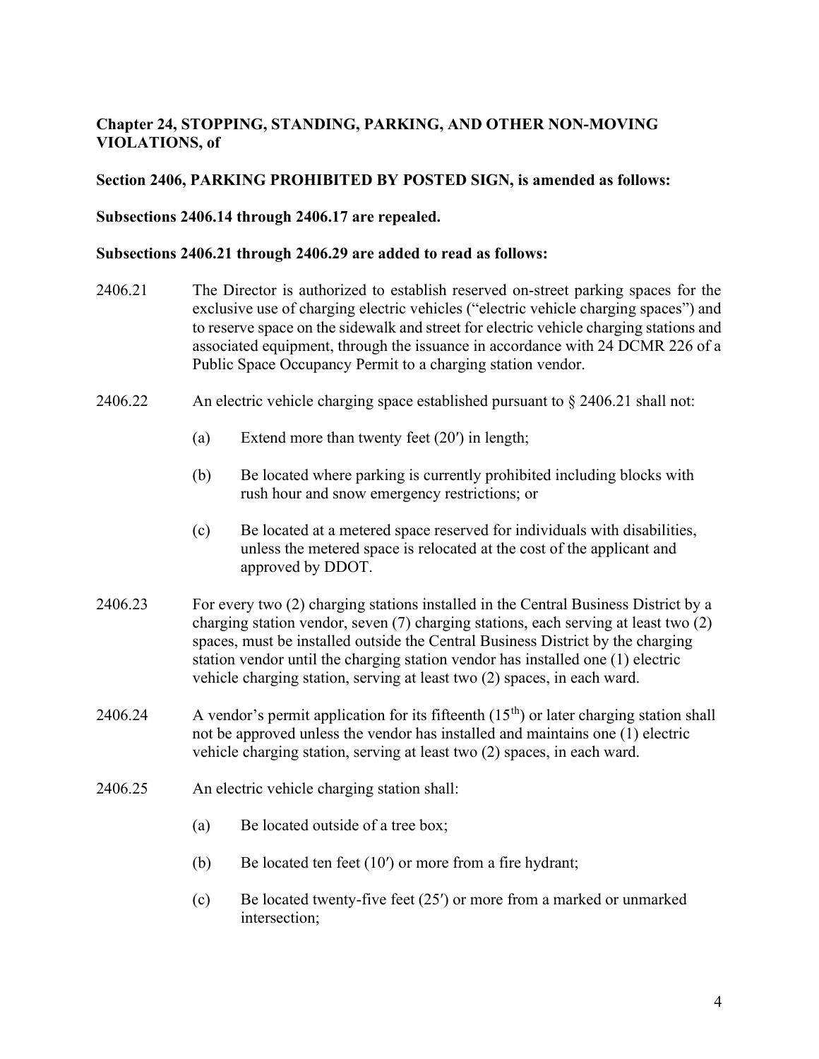**Chapter 24, STOPPING, STANDING, PARKING, AND OTHER NON-MOVING VIOLATIONS, of**

**Section 2406, PARKING PROHIBITED BY POSTED SIGN, is amended as follows:**

**Subsections 2406.14 through 2406.17 are repealed.**

**Subsections 2406.21 through 2406.29 are added to read as follows:**

2406.21 The Director is authorized to establish reserved on-street parking spaces for the exclusive use of charging electric vehicles ("electric vehicle charging spaces") and to reserve space on the sidewalk and street for electric vehicle charging stations and associated equipment, through the issuance in accordance with 24 DCMR 226 of a Public Space Occupancy Permit to a charging station vendor.

2406.22 An electric vehicle charging space established pursuant to § 2406.21 shall not:

- (a) Extend more than twenty feet (20′) in length;
- (b) Be located where parking is currently prohibited including blocks with rush hour and snow emergency restrictions; or
- (c) Be located at a metered space reserved for individuals with disabilities, unless the metered space is relocated at the cost of the applicant and approved by DDOT.

2406.23 For every two (2) charging stations installed in the Central Business District by a charging station vendor, seven (7) charging stations, each serving at least two (2) spaces, must be installed outside the Central Business District by the charging station vendor until the charging station vendor has installed one (1) electric vehicle charging station, serving at least two (2) spaces, in each ward.

2406.24 A vendor's permit application for its fifteenth (15th) or later charging station shall not be approved unless the vendor has installed and maintains one (1) electric vehicle charging station, serving at least two (2) spaces, in each ward.

2406.25 An electric vehicle charging station shall:

- (a) Be located outside of a tree box;
- (b) Be located ten feet (10′) or more from a fire hydrant;
- (c) Be located twenty-five feet (25′) or more from a marked or unmarked intersection;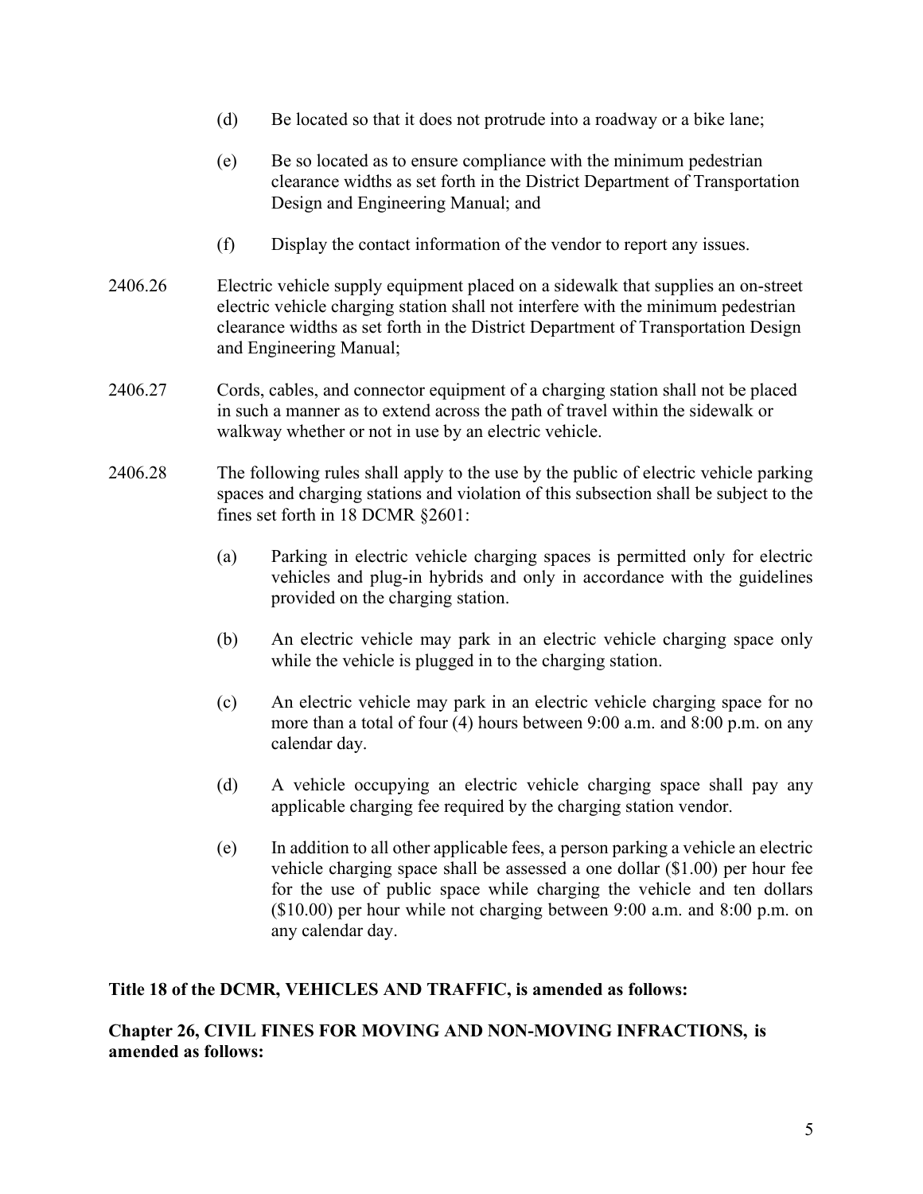(d) Be located so that it does not protrude into a roadway or a bike lane;

(e) Be so located as to ensure compliance with the minimum pedestrian clearance widths as set forth in the District Department of Transportation Design and Engineering Manual; and

(f) Display the contact information of the vendor to report any issues.

2406.26 Electric vehicle supply equipment placed on a sidewalk that supplies an on-street electric vehicle charging station shall not interfere with the minimum pedestrian clearance widths as set forth in the District Department of Transportation Design and Engineering Manual;

2406.27 Cords, cables, and connector equipment of a charging station shall not be placed in such a manner as to extend across the path of travel within the sidewalk or walkway whether or not in use by an electric vehicle.

2406.28 The following rules shall apply to the use by the public of electric vehicle parking spaces and charging stations and violation of this subsection shall be subject to the fines set forth in 18 DCMR §2601:

(a) Parking in electric vehicle charging spaces is permitted only for electric vehicles and plug-in hybrids and only in accordance with the guidelines provided on the charging station.

(b) An electric vehicle may park in an electric vehicle charging space only while the vehicle is plugged in to the charging station.

(c) An electric vehicle may park in an electric vehicle charging space for no more than a total of four (4) hours between 9:00 a.m. and 8:00 p.m. on any calendar day.

(d) A vehicle occupying an electric vehicle charging space shall pay any applicable charging fee required by the charging station vendor.

(e) In addition to all other applicable fees, a person parking a vehicle an electric vehicle charging space shall be assessed a one dollar ($1.00) per hour fee for the use of public space while charging the vehicle and ten dollars ($10.00) per hour while not charging between 9:00 a.m. and 8:00 p.m. on any calendar day.

**Title 18 of the DCMR, VEHICLES AND TRAFFIC, is amended as follows:**

**Chapter 26, CIVIL FINES FOR MOVING AND NON-MOVING INFRACTIONS, is amended as follows:**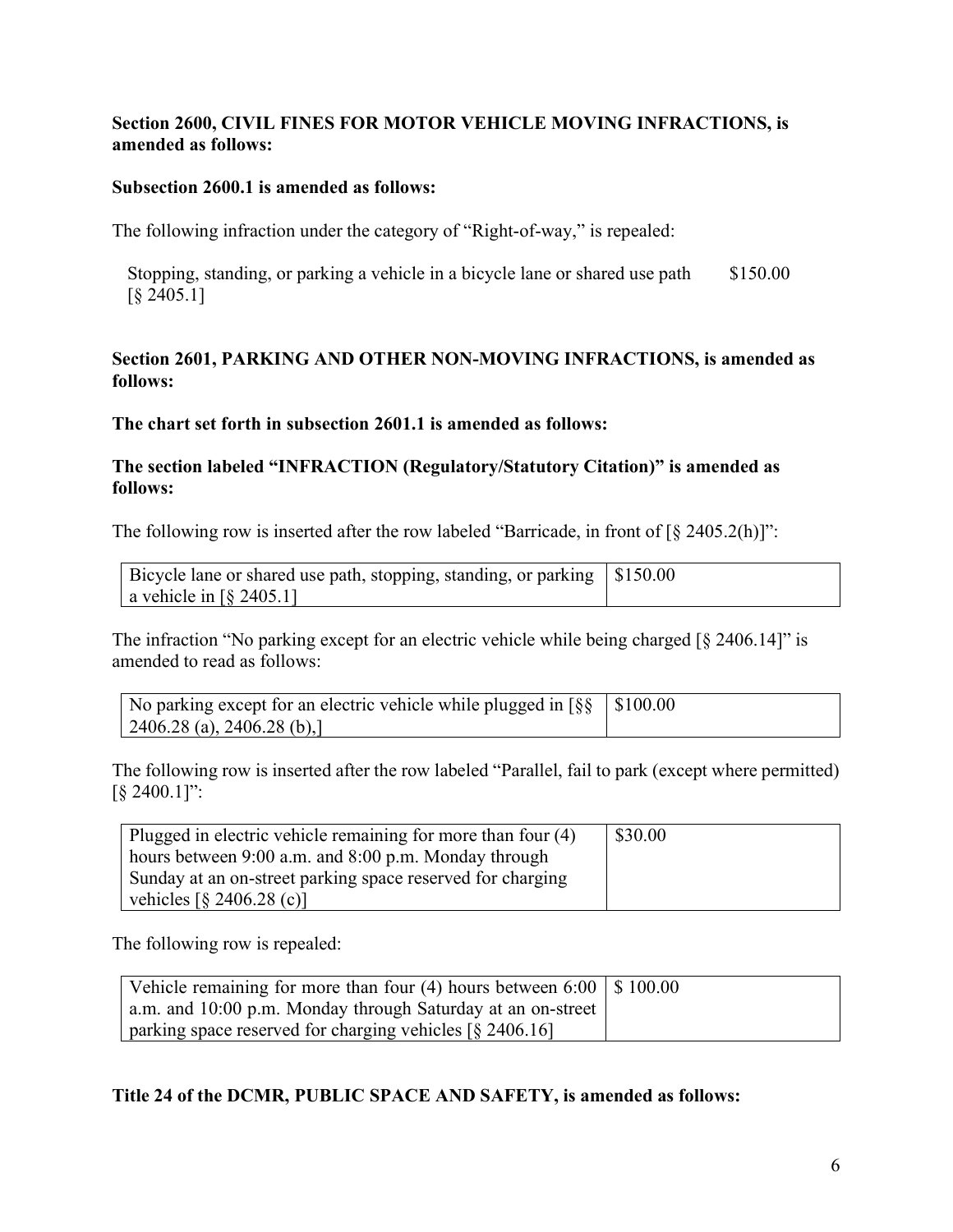**Section 2600, CIVIL FINES FOR MOTOR VEHICLE MOVING INFRACTIONS, is amended as follows:**

**Subsection 2600.1 is amended as follows:**

The following infraction under the category of "Right-of-way," is repealed:

Stopping, standing, or parking a vehicle in a bicycle lane or shared use path [§ 2405.1] $150.00

**Section 2601, PARKING AND OTHER NON-MOVING INFRACTIONS, is amended as follows:**

**The chart set forth in subsection 2601.1 is amended as follows:**

**The section labeled "INFRACTION (Regulatory/Statutory Citation)" is amended as follows:**

The following row is inserted after the row labeled "Barricade, in front of [§ 2405.2(h)]":

| | |
|---|---|
| Bicycle lane or shared use path, stopping, standing, or parking a vehicle in [§ 2405.1] | $150.00 |

The infraction "No parking except for an electric vehicle while being charged [§ 2406.14]" is amended to read as follows:

| | |
|---|---|
| No parking except for an electric vehicle while plugged in [§§ 2406.28 (a), 2406.28 (b),] | $100.00 |

The following row is inserted after the row labeled "Parallel, fail to park (except where permitted) [§ 2400.1]":

| | |
|---|---|
| Plugged in electric vehicle remaining for more than four (4) hours between 9:00 a.m. and 8:00 p.m. Monday through Sunday at an on-street parking space reserved for charging vehicles [§ 2406.28 (c)] | $30.00 |

The following row is repealed:

| | |
|---|---|
| Vehicle remaining for more than four (4) hours between 6:00 a.m. and 10:00 p.m. Monday through Saturday at an on-street parking space reserved for charging vehicles [§ 2406.16] | $ 100.00 |

**Title 24 of the DCMR, PUBLIC SPACE AND SAFETY, is amended as follows:**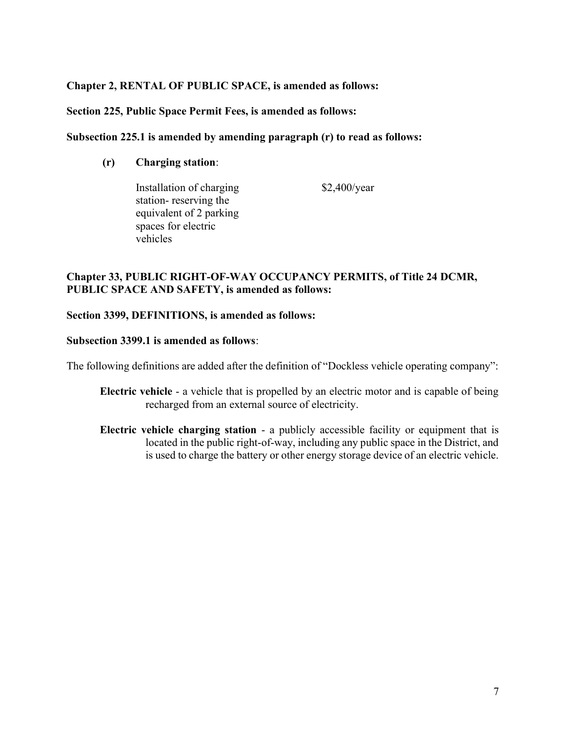**Chapter 2, RENTAL OF PUBLIC SPACE, is amended as follows:**

**Section 225, Public Space Permit Fees, is amended as follows:**

**Subsection 225.1 is amended by amending paragraph (r) to read as follows:**

**(r) Charging station**:

| | |
|---|---|
| Installation of charging station- reserving the equivalent of 2 parking spaces for electric vehicles | $2,400/year |

**Chapter 33, PUBLIC RIGHT-OF-WAY OCCUPANCY PERMITS, of Title 24 DCMR, PUBLIC SPACE AND SAFETY, is amended as follows:**

**Section 3399, DEFINITIONS, is amended as follows:**

**Subsection 3399.1 is amended as follows**:

The following definitions are added after the definition of "Dockless vehicle operating company":

**Electric vehicle** - a vehicle that is propelled by an electric motor and is capable of being recharged from an external source of electricity.

**Electric vehicle charging station** - a publicly accessible facility or equipment that is located in the public right-of-way, including any public space in the District, and is used to charge the battery or other energy storage device of an electric vehicle.